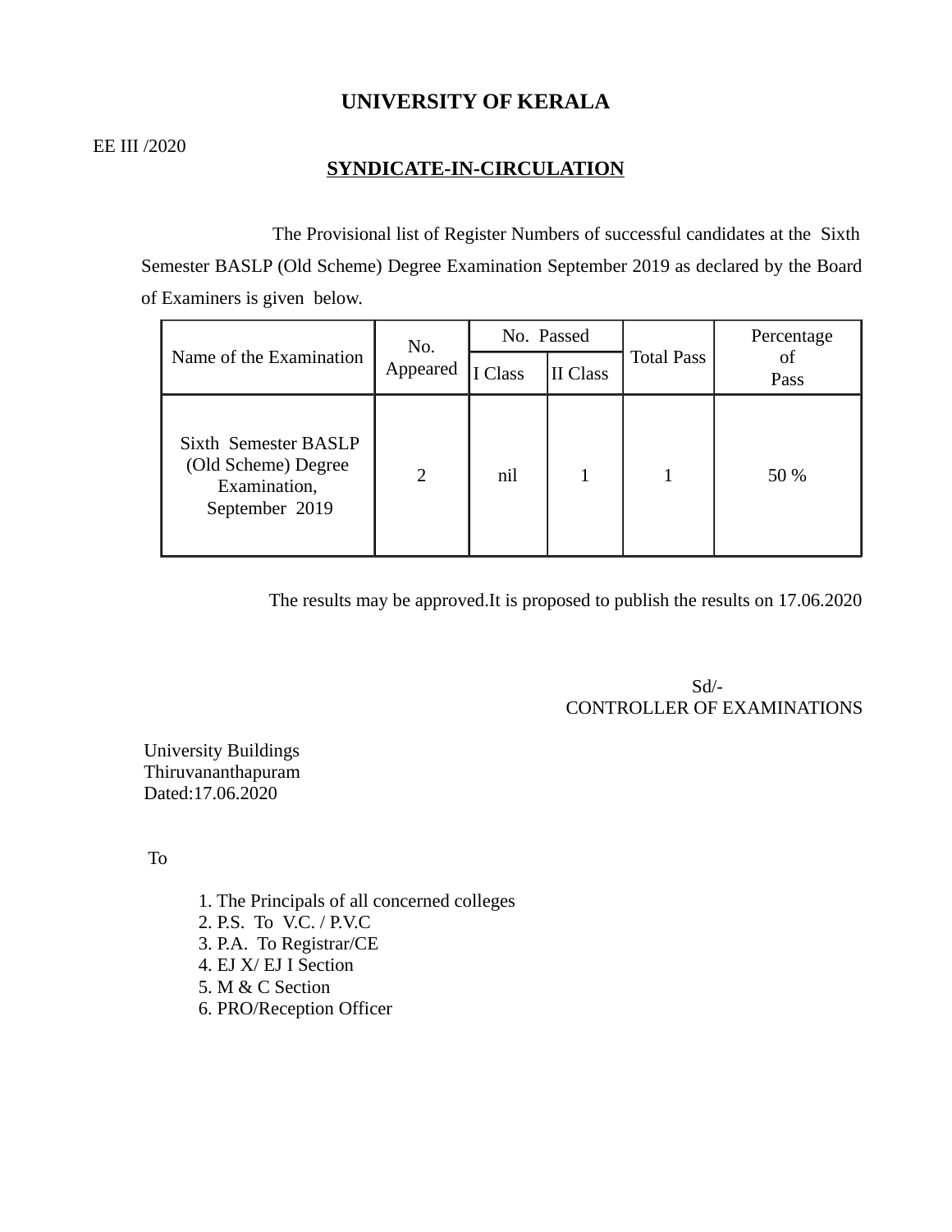# UNIVERSITY OF KERALA

EE III /2020

## SYNDICATE-IN-CIRCULATION

The Provisional list of Register Numbers of successful candidates at the Sixth Semester BASLP (Old Scheme) Degree Examination September 2019 as declared by the Board of Examiners is given below.

| Name of the Examination | No. Appeared | No. Passed | | Total Pass | Percentage of Pass |
|---|---|---|---|---|---|
| | | I Class | II Class | | |
| Sixth Semester BASLP (Old Scheme) Degree Examination, September 2019 | 2 | nil | 1 | 1 | 50 % |

The results may be approved.It is proposed to publish the results on 17.06.2020

Sd/-
CONTROLLER OF EXAMINATIONS

University Buildings
Thiruvananthapuram
Dated:17.06.2020

To

1. The Principals of all concerned colleges
2. P.S. To V.C. / P.V.C
3. P.A. To Registrar/CE
4. EJ X/ EJ I Section
5. M & C Section
6. PRO/Reception Officer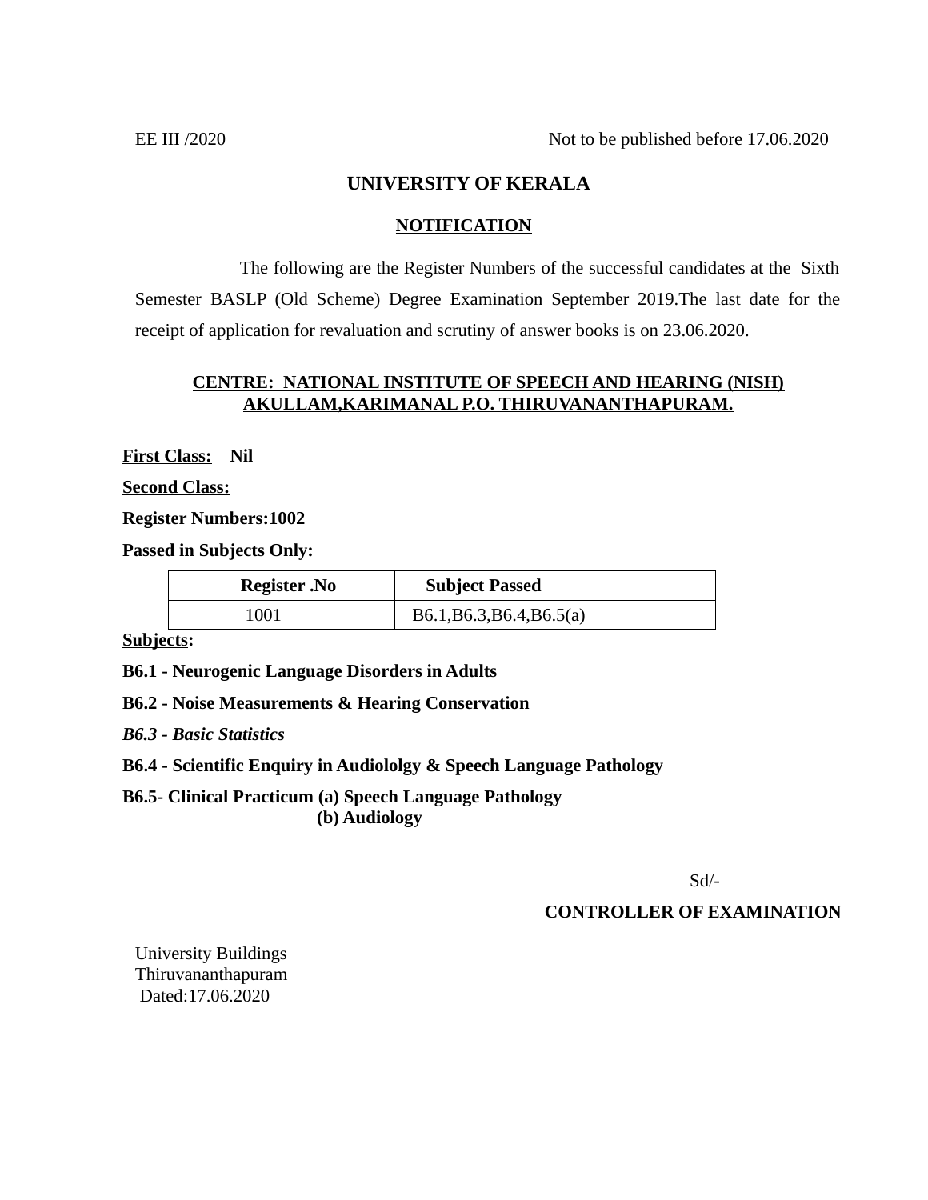EE III /2020 Not to be published before 17.06.2020

# UNIVERSITY OF KERALA

## NOTIFICATION

The following are the Register Numbers of the successful candidates at the Sixth Semester BASLP (Old Scheme) Degree Examination September 2019.The last date for the receipt of application for revaluation and scrutiny of answer books is on 23.06.2020.

### CENTRE: NATIONAL INSTITUTE OF SPEECH AND HEARING (NISH) AKULLAM,KARIMANAL P.O. THIRUVANANTHAPURAM.

**First Class:** **Nil**

**Second Class:**

**Register Numbers:1002**

**Passed in Subjects Only:**

| Register .No | Subject Passed |
|---|---|
| 1001 | B6.1,B6.3,B6.4,B6.5(a) |

**Subjects:**

**B6.1 - Neurogenic Language Disorders in Adults**

**B6.2 - Noise Measurements & Hearing Conservation**

***B6.3 - Basic Statistics***

**B6.4 - Scientific Enquiry in Audiololgy & Speech Language Pathology**

**B6.5- Clinical Practicum (a) Speech Language Pathology**
**(b) Audiology**

Sd/-

**CONTROLLER OF EXAMINATION**

University Buildings
Thiruvananthapuram
Dated:17.06.2020